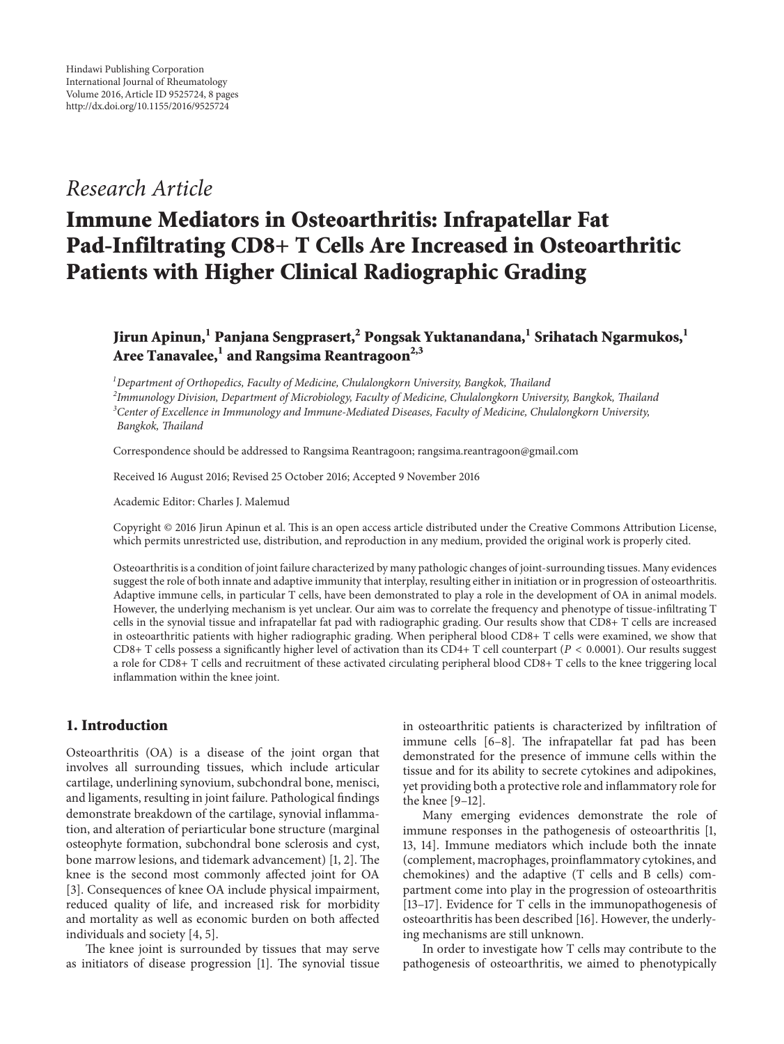*Research Article*

# Immune Mediators in Osteoarthritis: Infrapatellar Fat Pad-Infiltrating CD8+ T Cells Are Increased in Osteoarthritic Patients with Higher Clinical Radiographic Grading

**Jirun Apinun,[1] Panjana Sengprasert,[2] Pongsak Yuktanandana,[1] Srihatach Ngarmukos,[1] Aree Tanavalee,[1] and Rangsima Reantragoon[2,3]**

[1] *Department of Orthopedics, Faculty of Medicine, Chulalongkorn University, Bangkok, Thailand*
[2] *Immunology Division, Department of Microbiology, Faculty of Medicine, Chulalongkorn University, Bangkok, Thailand*
[3] *Center of Excellence in Immunology and Immune-Mediated Diseases, Faculty of Medicine, Chulalongkorn University, Bangkok, Thailand*

Correspondence should be addressed to Rangsima Reantragoon; rangsima.reantragoon@gmail.com

Received 16 August 2016; Revised 25 October 2016; Accepted 9 November 2016

Academic Editor: Charles J. Malemud

Copyright © 2016 Jirun Apinun et al. This is an open access article distributed under the Creative Commons Attribution License, which permits unrestricted use, distribution, and reproduction in any medium, provided the original work is properly cited.

Osteoarthritis is a condition of joint failure characterized by many pathologic changes of joint-surrounding tissues. Many evidences suggest the role of both innate and adaptive immunity that interplay, resulting either in initiation or in progression of osteoarthritis. Adaptive immune cells, in particular T cells, have been demonstrated to play a role in the development of OA in animal models. However, the underlying mechanism is yet unclear. Our aim was to correlate the frequency and phenotype of tissue-infiltrating T cells in the synovial tissue and infrapatellar fat pad with radiographic grading. Our results show that CD8+ T cells are increased in osteoarthritic patients with higher radiographic grading. When peripheral blood CD8+ T cells were examined, we show that CD8+ T cells possess a significantly higher level of activation than its CD4+ T cell counterpart ($P < 0.0001$). Our results suggest a role for CD8+ T cells and recruitment of these activated circulating peripheral blood CD8+ T cells to the knee triggering local inflammation within the knee joint.

## 1. Introduction

Osteoarthritis (OA) is a disease of the joint organ that involves all surrounding tissues, which include articular cartilage, underlining synovium, subchondral bone, menisci, and ligaments, resulting in joint failure. Pathological findings demonstrate breakdown of the cartilage, synovial inflammation, and alteration of periarticular bone structure (marginal osteophyte formation, subchondral bone sclerosis and cyst, bone marrow lesions, and tidemark advancement) [1, 2]. The knee is the second most commonly affected joint for OA [3]. Consequences of knee OA include physical impairment, reduced quality of life, and increased risk for morbidity and mortality as well as economic burden on both affected individuals and society [4, 5].

The knee joint is surrounded by tissues that may serve as initiators of disease progression [1]. The synovial tissue in osteoarthritic patients is characterized by infiltration of immune cells [6–8]. The infrapatellar fat pad has been demonstrated for the presence of immune cells within the tissue and for its ability to secrete cytokines and adipokines, yet providing both a protective role and inflammatory role for the knee [9–12].

Many emerging evidences demonstrate the role of immune responses in the pathogenesis of osteoarthritis [1, 13, 14]. Immune mediators which include both the innate (complement, macrophages, proinflammatory cytokines, and chemokines) and the adaptive (T cells and B cells) compartment come into play in the progression of osteoarthritis [13–17]. Evidence for T cells in the immunopathogenesis of osteoarthritis has been described [16]. However, the underlying mechanisms are still unknown.

In order to investigate how T cells may contribute to the pathogenesis of osteoarthritis, we aimed to phenotypically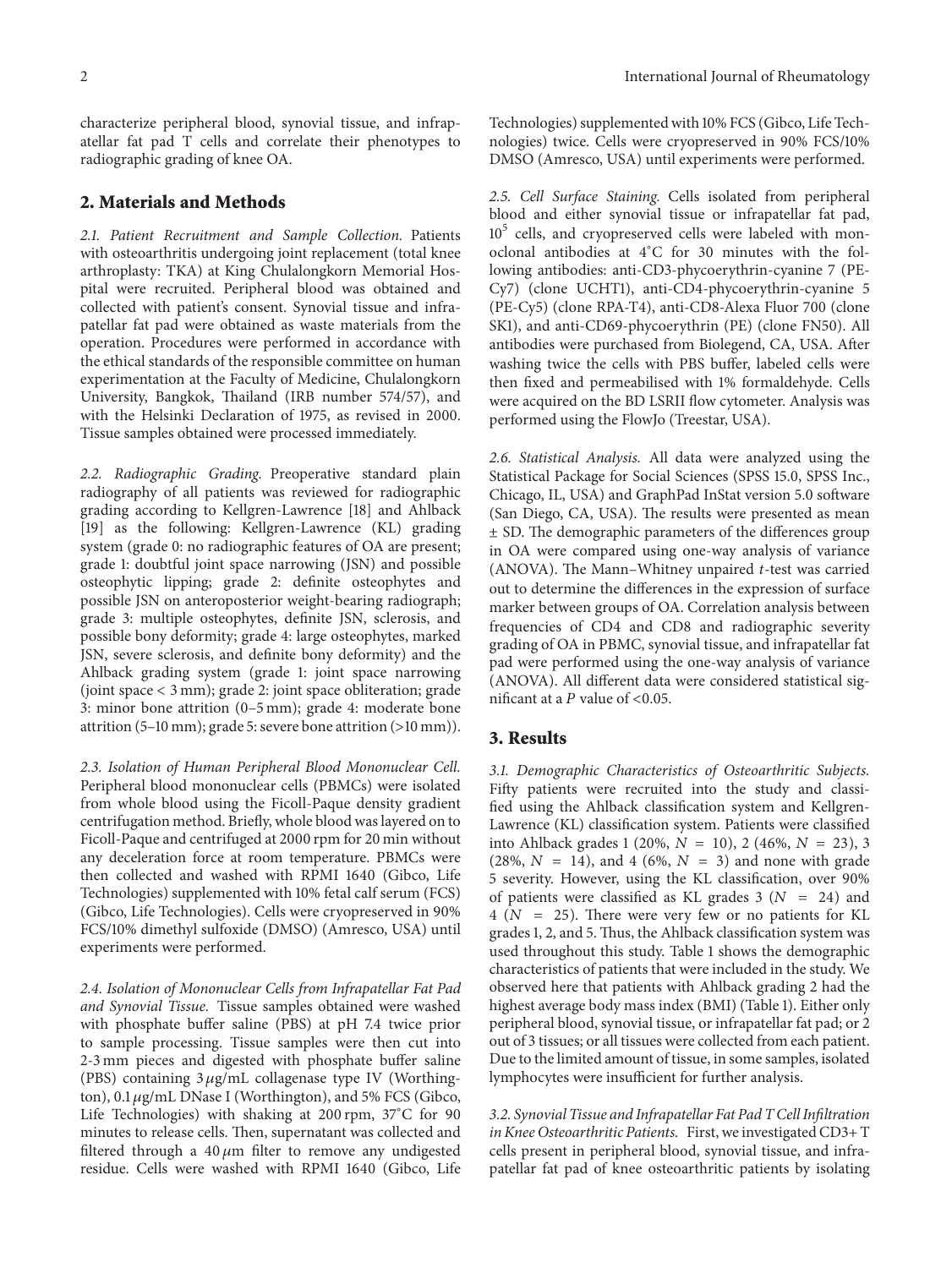characterize peripheral blood, synovial tissue, and infrapatellar fat pad T cells and correlate their phenotypes to radiographic grading of knee OA.

## 2. Materials and Methods

*2.1. Patient Recruitment and Sample Collection.* Patients with osteoarthritis undergoing joint replacement (total knee arthroplasty: TKA) at King Chulalongkorn Memorial Hospital were recruited. Peripheral blood was obtained and collected with patient's consent. Synovial tissue and infrapatellar fat pad were obtained as waste materials from the operation. Procedures were performed in accordance with the ethical standards of the responsible committee on human experimentation at the Faculty of Medicine, Chulalongkorn University, Bangkok, Thailand (IRB number 574/57), and with the Helsinki Declaration of 1975, as revised in 2000. Tissue samples obtained were processed immediately.

*2.2. Radiographic Grading.* Preoperative standard plain radiography of all patients was reviewed for radiographic grading according to Kellgren-Lawrence [18] and Ahlback [19] as the following: Kellgren-Lawrence (KL) grading system (grade 0: no radiographic features of OA are present; grade 1: doubtful joint space narrowing (JSN) and possible osteophytic lipping; grade 2: definite osteophytes and possible JSN on anteroposterior weight-bearing radiograph; grade 3: multiple osteophytes, definite JSN, sclerosis, and possible bony deformity; grade 4: large osteophytes, marked JSN, severe sclerosis, and definite bony deformity) and the Ahlback grading system (grade 1: joint space narrowing (joint space < 3 mm); grade 2: joint space obliteration; grade 3: minor bone attrition (0–5 mm); grade 4: moderate bone attrition (5–10 mm); grade 5: severe bone attrition (>10 mm)).

*2.3. Isolation of Human Peripheral Blood Mononuclear Cell.* Peripheral blood mononuclear cells (PBMCs) were isolated from whole blood using the Ficoll-Paque density gradient centrifugation method. Briefly, whole blood was layered on to Ficoll-Paque and centrifuged at 2000 rpm for 20 min without any deceleration force at room temperature. PBMCs were then collected and washed with RPMI 1640 (Gibco, Life Technologies) supplemented with 10% fetal calf serum (FCS) (Gibco, Life Technologies). Cells were cryopreserved in 90% FCS/10% dimethyl sulfoxide (DMSO) (Amresco, USA) until experiments were performed.

*2.4. Isolation of Mononuclear Cells from Infrapatellar Fat Pad and Synovial Tissue.* Tissue samples obtained were washed with phosphate buffer saline (PBS) at pH 7.4 twice prior to sample processing. Tissue samples were then cut into 2-3 mm pieces and digested with phosphate buffer saline (PBS) containing 3 $\mu$g/mL collagenase type IV (Worthington), 0.1 $\mu$g/mL DNase I (Worthington), and 5% FCS (Gibco, Life Technologies) with shaking at 200 rpm, 37°C for 90 minutes to release cells. Then, supernatant was collected and filtered through a 40 $\mu$m filter to remove any undigested residue. Cells were washed with RPMI 1640 (Gibco, Life Technologies) supplemented with 10% FCS (Gibco, Life Technologies) twice. Cells were cryopreserved in 90% FCS/10% DMSO (Amresco, USA) until experiments were performed.

*2.5. Cell Surface Staining.* Cells isolated from peripheral blood and either synovial tissue or infrapatellar fat pad, $10^5$ cells, and cryopreserved cells were labeled with monoclonal antibodies at 4°C for 30 minutes with the following antibodies: anti-CD3-phycoerythrin-cyanine 7 (PE-Cy7) (clone UCHT1), anti-CD4-phycoerythrin-cyanine 5 (PE-Cy5) (clone RPA-T4), anti-CD8-Alexa Fluor 700 (clone SK1), and anti-CD69-phycoerythrin (PE) (clone FN50). All antibodies were purchased from Biolegend, CA, USA. After washing twice the cells with PBS buffer, labeled cells were then fixed and permeabilised with 1% formaldehyde. Cells were acquired on the BD LSRII flow cytometer. Analysis was performed using the FlowJo (Treestar, USA).

*2.6. Statistical Analysis.* All data were analyzed using the Statistical Package for Social Sciences (SPSS 15.0, SPSS Inc., Chicago, IL, USA) and GraphPad InStat version 5.0 software (San Diego, CA, USA). The results were presented as mean ± SD. The demographic parameters of the differences group in OA were compared using one-way analysis of variance (ANOVA). The Mann–Whitney unpaired *t*-test was carried out to determine the differences in the expression of surface marker between groups of OA. Correlation analysis between frequencies of CD4 and CD8 and radiographic severity grading of OA in PBMC, synovial tissue, and infrapatellar fat pad were performed using the one-way analysis of variance (ANOVA). All different data were considered statistical significant at a $P$ value of <0.05.

## 3. Results

*3.1. Demographic Characteristics of Osteoarthritic Subjects.* Fifty patients were recruited into the study and classified using the Ahlback classification system and Kellgren-Lawrence (KL) classification system. Patients were classified into Ahlback grades 1 (20%, $N = 10$), 2 (46%, $N = 23$), 3 (28%, $N = 14$), and 4 (6%, $N = 3$) and none with grade 5 severity. However, using the KL classification, over 90% of patients were classified as KL grades 3 ($N = 24$) and 4 ($N = 25$). There were very few or no patients for KL grades 1, 2, and 5. Thus, the Ahlback classification system was used throughout this study. Table 1 shows the demographic characteristics of patients that were included in the study. We observed here that patients with Ahlback grading 2 had the highest average body mass index (BMI) (Table 1). Either only peripheral blood, synovial tissue, or infrapatellar fat pad; or 2 out of 3 tissues; or all tissues were collected from each patient. Due to the limited amount of tissue, in some samples, isolated lymphocytes were insufficient for further analysis.

*3.2. Synovial Tissue and Infrapatellar Fat Pad T Cell Infiltration in Knee Osteoarthritic Patients.* First, we investigated CD3+ T cells present in peripheral blood, synovial tissue, and infrapatellar fat pad of knee osteoarthritic patients by isolating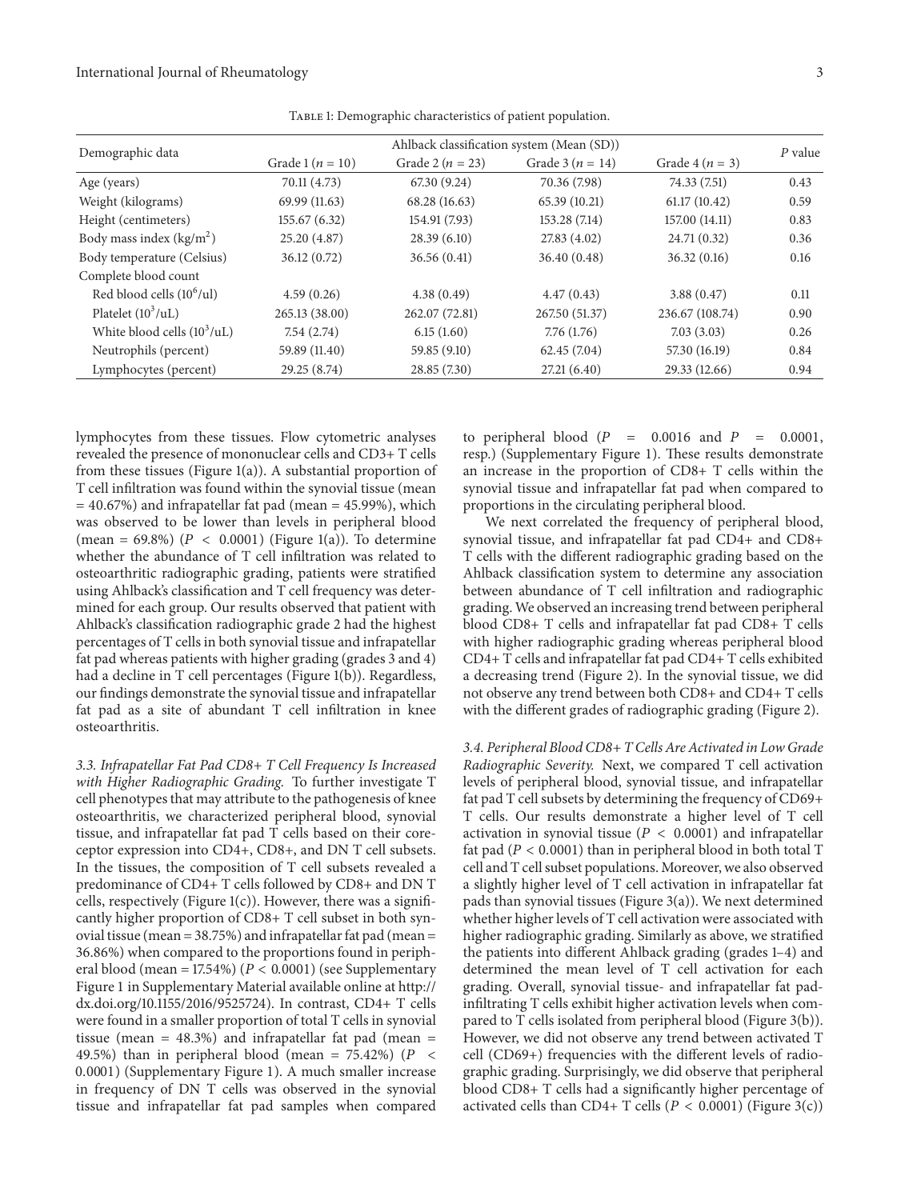Table 1: Demographic characteristics of patient population.

| Demographic data | Ahlback classification system (Mean (SD)) | | | | $P$ value |
|---|---|---|---|---|---|
| | Grade 1 ($n = 10$) | Grade 2 ($n = 23$) | Grade 3 ($n = 14$) | Grade 4 ($n = 3$) | |
| Age (years) | 70.11 (4.73) | 67.30 (9.24) | 70.36 (7.98) | 74.33 (7.51) | 0.43 |
| Weight (kilograms) | 69.99 (11.63) | 68.28 (16.63) | 65.39 (10.21) | 61.17 (10.42) | 0.59 |
| Height (centimeters) | 155.67 (6.32) | 154.91 (7.93) | 153.28 (7.14) | 157.00 (14.11) | 0.83 |
| Body mass index (kg/m$^2$) | 25.20 (4.87) | 28.39 (6.10) | 27.83 (4.02) | 24.71 (0.32) | 0.36 |
| Body temperature (Celsius) | 36.12 (0.72) | 36.56 (0.41) | 36.40 (0.48) | 36.32 (0.16) | 0.16 |
| Complete blood count | | | | | |
| Red blood cells ($10^6$/ul) | 4.59 (0.26) | 4.38 (0.49) | 4.47 (0.43) | 3.88 (0.47) | 0.11 |
| Platelet ($10^3$/uL) | 265.13 (38.00) | 262.07 (72.81) | 267.50 (51.37) | 236.67 (108.74) | 0.90 |
| White blood cells ($10^3$/uL) | 7.54 (2.74) | 6.15 (1.60) | 7.76 (1.76) | 7.03 (3.03) | 0.26 |
| Neutrophils (percent) | 59.89 (11.40) | 59.85 (9.10) | 62.45 (7.04) | 57.30 (16.19) | 0.84 |
| Lymphocytes (percent) | 29.25 (8.74) | 28.85 (7.30) | 27.21 (6.40) | 29.33 (12.66) | 0.94 |

lymphocytes from these tissues. Flow cytometric analyses revealed the presence of mononuclear cells and CD3+ T cells from these tissues (Figure 1(a)). A substantial proportion of T cell infiltration was found within the synovial tissue (mean = 40.67%) and infrapatellar fat pad (mean = 45.99%), which was observed to be lower than levels in peripheral blood (mean = 69.8%) ($P < 0.0001$) (Figure 1(a)). To determine whether the abundance of T cell infiltration was related to osteoarthritic radiographic grading, patients were stratified using Ahlback's classification and T cell frequency was determined for each group. Our results observed that patient with Ahlback's classification radiographic grade 2 had the highest percentages of T cells in both synovial tissue and infrapatellar fat pad whereas patients with higher grading (grades 3 and 4) had a decline in T cell percentages (Figure 1(b)). Regardless, our findings demonstrate the synovial tissue and infrapatellar fat pad as a site of abundant T cell infiltration in knee osteoarthritis.

*3.3. Infrapatellar Fat Pad CD8+ T Cell Frequency Is Increased with Higher Radiographic Grading.* To further investigate T cell phenotypes that may attribute to the pathogenesis of knee osteoarthritis, we characterized peripheral blood, synovial tissue, and infrapatellar fat pad T cells based on their coreceptor expression into CD4+, CD8+, and DN T cell subsets. In the tissues, the composition of T cell subsets revealed a predominance of CD4+ T cells followed by CD8+ and DN T cells, respectively (Figure 1(c)). However, there was a significantly higher proportion of CD8+ T cell subset in both synovial tissue (mean = 38.75%) and infrapatellar fat pad (mean = 36.86%) when compared to the proportions found in peripheral blood (mean = 17.54%) ($P < 0.0001$) (see Supplementary Figure 1 in Supplementary Material available online at http://dx.doi.org/10.1155/2016/9525724). In contrast, CD4+ T cells were found in a smaller proportion of total T cells in synovial tissue (mean = 48.3%) and infrapatellar fat pad (mean = 49.5%) than in peripheral blood (mean = 75.42%) ($P < 0.0001$) (Supplementary Figure 1). A much smaller increase in frequency of DN T cells was observed in the synovial tissue and infrapatellar fat pad samples when compared to peripheral blood ($P = 0.0016$ and $P = 0.0001$, resp.) (Supplementary Figure 1). These results demonstrate an increase in the proportion of CD8+ T cells within the synovial tissue and infrapatellar fat pad when compared to proportions in the circulating peripheral blood.

We next correlated the frequency of peripheral blood, synovial tissue, and infrapatellar fat pad CD4+ and CD8+ T cells with the different radiographic grading based on the Ahlback classification system to determine any association between abundance of T cell infiltration and radiographic grading. We observed an increasing trend between peripheral blood CD8+ T cells and infrapatellar fat pad CD8+ T cells with higher radiographic grading whereas peripheral blood CD4+ T cells and infrapatellar fat pad CD4+ T cells exhibited a decreasing trend (Figure 2). In the synovial tissue, we did not observe any trend between both CD8+ and CD4+ T cells with the different grades of radiographic grading (Figure 2).

*3.4. Peripheral Blood CD8+ T Cells Are Activated in Low Grade Radiographic Severity.* Next, we compared T cell activation levels of peripheral blood, synovial tissue, and infrapatellar fat pad T cell subsets by determining the frequency of CD69+ T cells. Our results demonstrate a higher level of T cell activation in synovial tissue ($P < 0.0001$) and infrapatellar fat pad ($P < 0.0001$) than in peripheral blood in both total T cell and T cell subset populations. Moreover, we also observed a slightly higher level of T cell activation in infrapatellar fat pads than synovial tissues (Figure 3(a)). We next determined whether higher levels of T cell activation were associated with higher radiographic grading. Similarly as above, we stratified the patients into different Ahlback grading (grades 1–4) and determined the mean level of T cell activation for each grading. Overall, synovial tissue- and infrapatellar fat pad-infiltrating T cells exhibit higher activation levels when compared to T cells isolated from peripheral blood (Figure 3(b)). However, we did not observe any trend between activated T cell (CD69+) frequencies with the different levels of radiographic grading. Surprisingly, we did observe that peripheral blood CD8+ T cells had a significantly higher percentage of activated cells than CD4+ T cells ($P < 0.0001$) (Figure 3(c))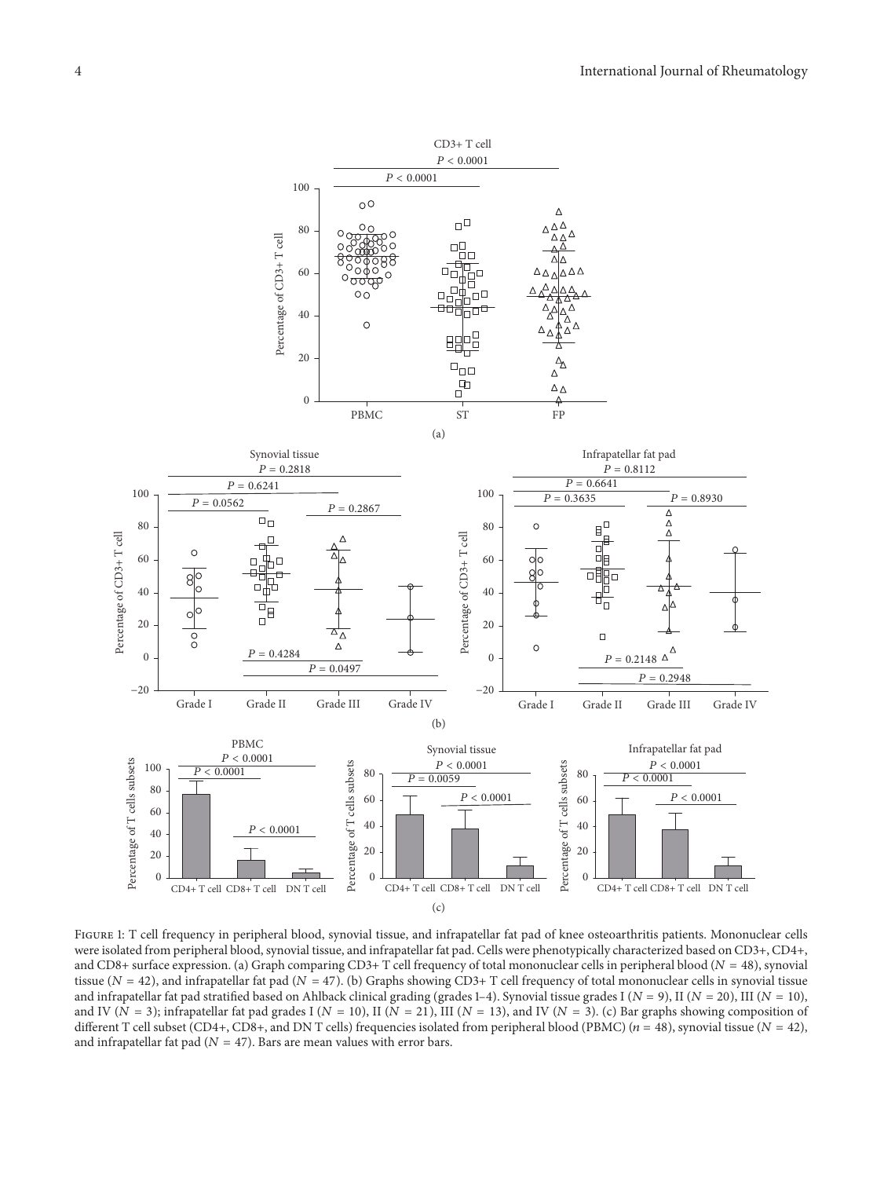Figure 1: T cell frequency in peripheral blood, synovial tissue, and infrapatellar fat pad of knee osteoarthritis patients. Mononuclear cells were isolated from peripheral blood, synovial tissue, and infrapatellar fat pad. Cells were phenotypically characterized based on CD3+, CD4+, and CD8+ surface expression. (a) Graph comparing CD3+ T cell frequency of total mononuclear cells in peripheral blood ($N = 48$), synovial tissue ($N = 42$), and infrapatellar fat pad ($N = 47$). (b) Graphs showing CD3+ T cell frequency of total mononuclear cells in synovial tissue and infrapatellar fat pad stratified based on Ahlback clinical grading (grades 1–4). Synovial tissue grades I ($N = 9$), II ($N = 20$), III ($N = 10$), and IV ($N = 3$); infrapatellar fat pad grades I ($N = 10$), II ($N = 21$), III ($N = 13$), and IV ($N = 3$). (c) Bar graphs showing composition of different T cell subset (CD4+, CD8+, and DN T cells) frequencies isolated from peripheral blood (PBMC) ($n = 48$), synovial tissue ($N = 42$), and infrapatellar fat pad ($N = 47$). Bars are mean values with error bars.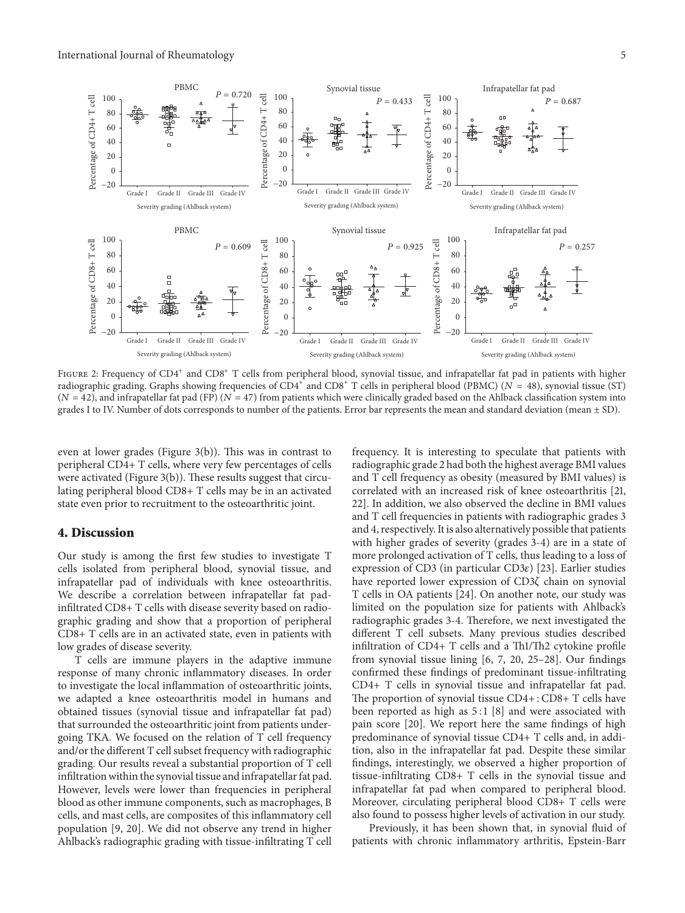Figure 2: Frequency of CD4$^+$ and CD8$^+$ T cells from peripheral blood, synovial tissue, and infrapatellar fat pad in patients with higher radiographic grading. Graphs showing frequencies of CD4$^+$ and CD8$^+$ T cells in peripheral blood (PBMC) ($N$ = 48), synovial tissue (ST) ($N$ = 42), and infrapatellar fat pad (FP) ($N$ = 47) from patients which were clinically graded based on the Ahlback classification system into grades I to IV. Number of dots corresponds to number of the patients. Error bar represents the mean and standard deviation (mean ± SD).

even at lower grades (Figure 3(b)). This was in contrast to peripheral CD4+ T cells, where very few percentages of cells were activated (Figure 3(b)). These results suggest that circulating peripheral blood CD8+ T cells may be in an activated state even prior to recruitment to the osteoarthritic joint.

## 4. Discussion

Our study is among the first few studies to investigate T cells isolated from peripheral blood, synovial tissue, and infrapatellar pad of individuals with knee osteoarthritis. We describe a correlation between infrapatellar fat pad-infiltrated CD8+ T cells with disease severity based on radiographic grading and show that a proportion of peripheral CD8+ T cells are in an activated state, even in patients with low grades of disease severity.

T cells are immune players in the adaptive immune response of many chronic inflammatory diseases. In order to investigate the local inflammation of osteoarthritic joints, we adapted a knee osteoarthritis model in humans and obtained tissues (synovial tissue and infrapatellar fat pad) that surrounded the osteoarthritic joint from patients undergoing TKA. We focused on the relation of T cell frequency and/or the different T cell subset frequency with radiographic grading. Our results reveal a substantial proportion of T cell infiltration within the synovial tissue and infrapatellar fat pad. However, levels were lower than frequencies in peripheral blood as other immune components, such as macrophages, B cells, and mast cells, are composites of this inflammatory cell population [9, 20]. We did not observe any trend in higher Ahlback's radiographic grading with tissue-infiltrating T cell frequency. It is interesting to speculate that patients with radiographic grade 2 had both the highest average BMI values and T cell frequency as obesity (measured by BMI values) is correlated with an increased risk of knee osteoarthritis [21, 22]. In addition, we also observed the decline in BMI values and T cell frequencies in patients with radiographic grades 3 and 4, respectively. It is also alternatively possible that patients with higher grades of severity (grades 3-4) are in a state of more prolonged activation of T cells, thus leading to a loss of expression of CD3 (in particular CD3$\varepsilon$) [23]. Earlier studies have reported lower expression of CD3$\zeta$ chain on synovial T cells in OA patients [24]. On another note, our study was limited on the population size for patients with Ahlback's radiographic grades 3-4. Therefore, we next investigated the different T cell subsets. Many previous studies described infiltration of CD4+ T cells and a Th1/Th2 cytokine profile from synovial tissue lining [6, 7, 20, 25–28]. Our findings confirmed these findings of predominant tissue-infiltrating CD4+ T cells in synovial tissue and infrapatellar fat pad. The proportion of synovial tissue CD4+ : CD8+ T cells have been reported as high as 5 : 1 [8] and were associated with pain score [20]. We report here the same findings of high predominance of synovial tissue CD4+ T cells and, in addition, also in the infrapatellar fat pad. Despite these similar findings, interestingly, we observed a higher proportion of tissue-infiltrating CD8+ T cells in the synovial tissue and infrapatellar fat pad when compared to peripheral blood. Moreover, circulating peripheral blood CD8+ T cells were also found to possess higher levels of activation in our study.

Previously, it has been shown that, in synovial fluid of patients with chronic inflammatory arthritis, Epstein-Barr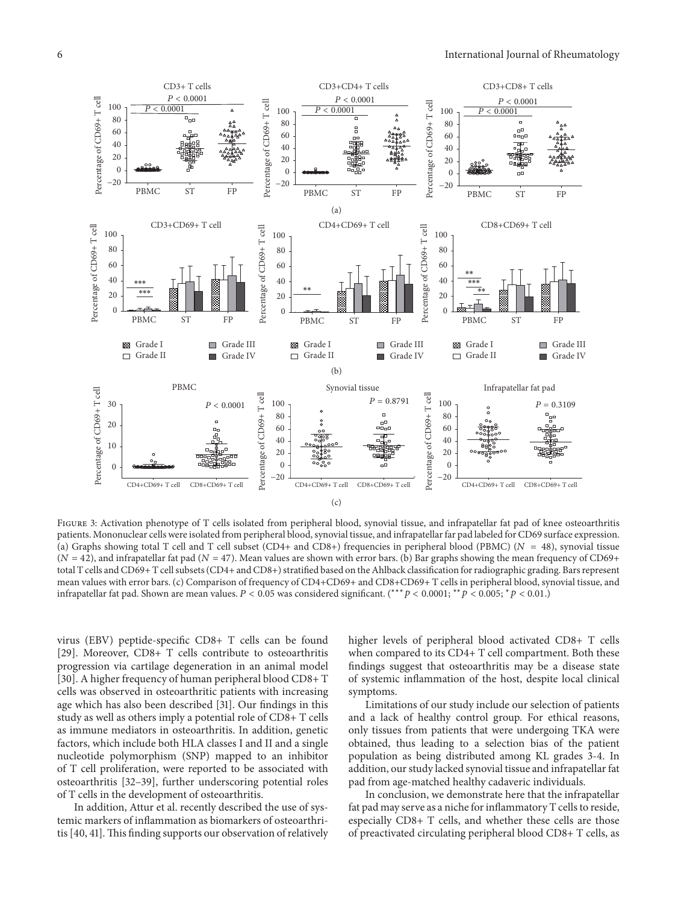Figure 3: Activation phenotype of T cells isolated from peripheral blood, synovial tissue, and infrapatellar fat pad of knee osteoarthritis patients. Mononuclear cells were isolated from peripheral blood, synovial tissue, and infrapatellar far pad labeled for CD69 surface expression. (a) Graphs showing total T cell and T cell subset (CD4+ and CD8+) frequencies in peripheral blood (PBMC) ($N = 48$), synovial tissue ($N = 42$), and infrapatellar fat pad ($N = 47$). Mean values are shown with error bars. (b) Bar graphs showing the mean frequency of CD69+ total T cells and CD69+ T cell subsets (CD4+ and CD8+) stratified based on the Ahlback classification for radiographic grading. Bars represent mean values with error bars. (c) Comparison of frequency of CD4+CD69+ and CD8+CD69+ T cells in peripheral blood, synovial tissue, and infrapatellar fat pad. Shown are mean values. $P < 0.05$ was considered significant. ($^{***}p < 0.0001$; $^{**}p < 0.005$; $^{*}p < 0.01$.)

virus (EBV) peptide-specific CD8+ T cells can be found [29]. Moreover, CD8+ T cells contribute to osteoarthritis progression via cartilage degeneration in an animal model [30]. A higher frequency of human peripheral blood CD8+ T cells was observed in osteoarthritic patients with increasing age which has also been described [31]. Our findings in this study as well as others imply a potential role of CD8+ T cells as immune mediators in osteoarthritis. In addition, genetic factors, which include both HLA classes I and II and a single nucleotide polymorphism (SNP) mapped to an inhibitor of T cell proliferation, were reported to be associated with osteoarthritis [32–39], further underscoring potential roles of T cells in the development of osteoarthritis.

In addition, Attur et al. recently described the use of systemic markers of inflammation as biomarkers of osteoarthritis [40, 41]. This finding supports our observation of relatively higher levels of peripheral blood activated CD8+ T cells when compared to its CD4+ T cell compartment. Both these findings suggest that osteoarthritis may be a disease state of systemic inflammation of the host, despite local clinical symptoms.

Limitations of our study include our selection of patients and a lack of healthy control group. For ethical reasons, only tissues from patients that were undergoing TKA were obtained, thus leading to a selection bias of the patient population as being distributed among KL grades 3-4. In addition, our study lacked synovial tissue and infrapatellar fat pad from age-matched healthy cadaveric individuals.

In conclusion, we demonstrate here that the infrapatellar fat pad may serve as a niche for inflammatory T cells to reside, especially CD8+ T cells, and whether these cells are those of preactivated circulating peripheral blood CD8+ T cells, as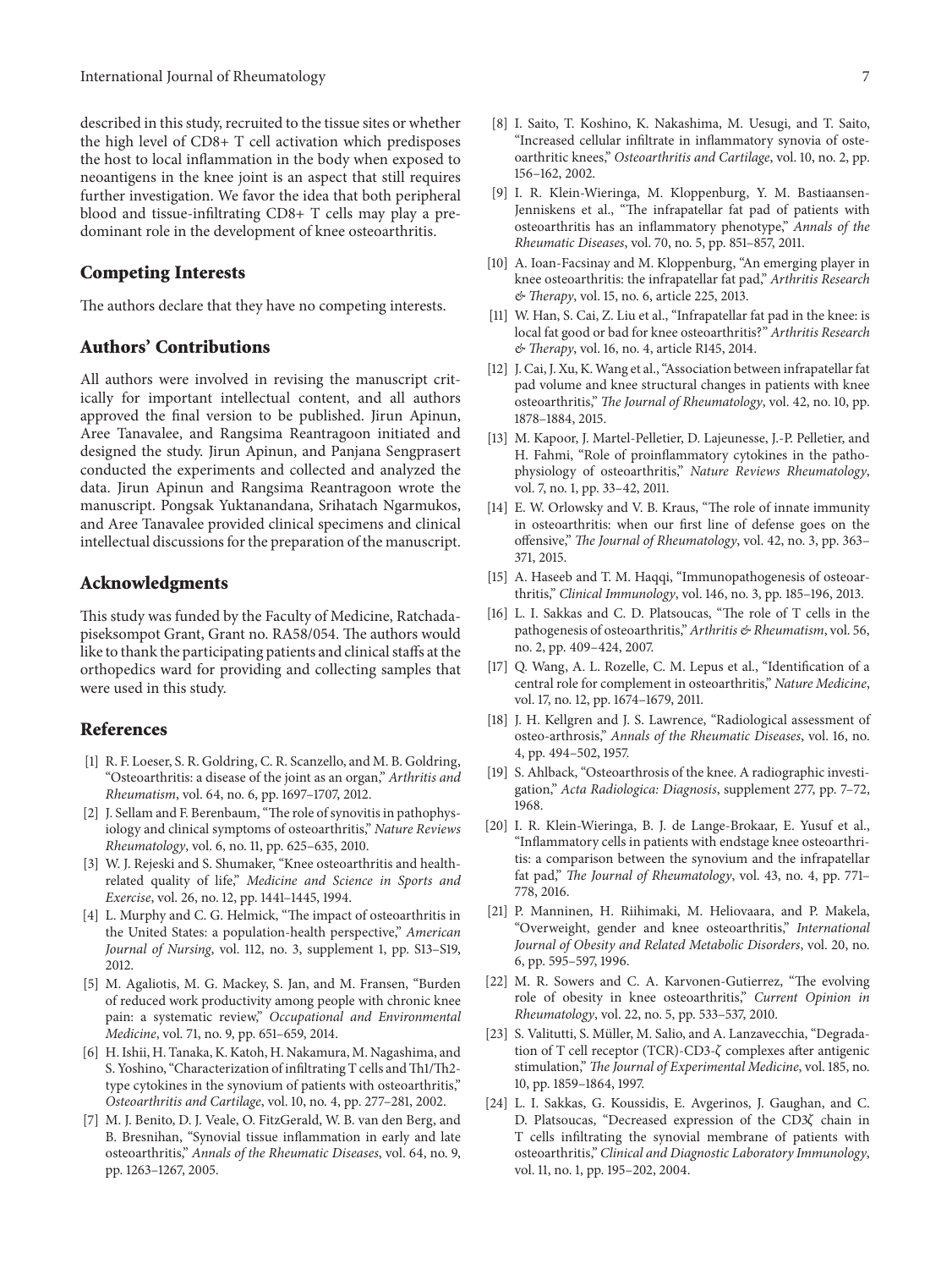described in this study, recruited to the tissue sites or whether the high level of CD8+ T cell activation which predisposes the host to local inflammation in the body when exposed to neoantigens in the knee joint is an aspect that still requires further investigation. We favor the idea that both peripheral blood and tissue-infiltrating CD8+ T cells may play a predominant role in the development of knee osteoarthritis.

## Competing Interests

The authors declare that they have no competing interests.

## Authors' Contributions

All authors were involved in revising the manuscript critically for important intellectual content, and all authors approved the final version to be published. Jirun Apinun, Aree Tanavalee, and Rangsima Reantragoon initiated and designed the study. Jirun Apinun, and Panjana Sengprasert conducted the experiments and collected and analyzed the data. Jirun Apinun and Rangsima Reantragoon wrote the manuscript. Pongsak Yuktanandana, Srihatach Ngarmukos, and Aree Tanavalee provided clinical specimens and clinical intellectual discussions for the preparation of the manuscript.

## Acknowledgments

This study was funded by the Faculty of Medicine, Ratchadapiseksompot Grant, Grant no. RA58/054. The authors would like to thank the participating patients and clinical staffs at the orthopedics ward for providing and collecting samples that were used in this study.

## References

[1] R. F. Loeser, S. R. Goldring, C. R. Scanzello, and M. B. Goldring, "Osteoarthritis: a disease of the joint as an organ," *Arthritis and Rheumatism*, vol. 64, no. 6, pp. 1697–1707, 2012.

[2] J. Sellam and F. Berenbaum, "The role of synovitis in pathophysiology and clinical symptoms of osteoarthritis," *Nature Reviews Rheumatology*, vol. 6, no. 11, pp. 625–635, 2010.

[3] W. J. Rejeski and S. Shumaker, "Knee osteoarthritis and health-related quality of life," *Medicine and Science in Sports and Exercise*, vol. 26, no. 12, pp. 1441–1445, 1994.

[4] L. Murphy and C. G. Helmick, "The impact of osteoarthritis in the United States: a population-health perspective," *American Journal of Nursing*, vol. 112, no. 3, supplement 1, pp. S13–S19, 2012.

[5] M. Agaliotis, M. G. Mackey, S. Jan, and M. Fransen, "Burden of reduced work productivity among people with chronic knee pain: a systematic review," *Occupational and Environmental Medicine*, vol. 71, no. 9, pp. 651–659, 2014.

[6] H. Ishii, H. Tanaka, K. Katoh, H. Nakamura, M. Nagashima, and S. Yoshino, "Characterization of infiltrating T cells and Th1/Th2-type cytokines in the synovium of patients with osteoarthritis," *Osteoarthritis and Cartilage*, vol. 10, no. 4, pp. 277–281, 2002.

[7] M. J. Benito, D. J. Veale, O. FitzGerald, W. B. van den Berg, and B. Bresnihan, "Synovial tissue inflammation in early and late osteoarthritis," *Annals of the Rheumatic Diseases*, vol. 64, no. 9, pp. 1263–1267, 2005.

[8] I. Saito, T. Koshino, K. Nakashima, M. Uesugi, and T. Saito, "Increased cellular infiltrate in inflammatory synovia of osteoarthritic knees," *Osteoarthritis and Cartilage*, vol. 10, no. 2, pp. 156–162, 2002.

[9] I. R. Klein-Wieringa, M. Kloppenburg, Y. M. Bastiaansen-Jenniskens et al., "The infrapatellar fat pad of patients with osteoarthritis has an inflammatory phenotype," *Annals of the Rheumatic Diseases*, vol. 70, no. 5, pp. 851–857, 2011.

[10] A. Ioan-Facsinay and M. Kloppenburg, "An emerging player in knee osteoarthritis: the infrapatellar fat pad," *Arthritis Research & Therapy*, vol. 15, no. 6, article 225, 2013.

[11] W. Han, S. Cai, Z. Liu et al., "Infrapatellar fat pad in the knee: is local fat good or bad for knee osteoarthritis?" *Arthritis Research & Therapy*, vol. 16, no. 4, article R145, 2014.

[12] J. Cai, J. Xu, K. Wang et al., "Association between infrapatellar fat pad volume and knee structural changes in patients with knee osteoarthritis," *The Journal of Rheumatology*, vol. 42, no. 10, pp. 1878–1884, 2015.

[13] M. Kapoor, J. Martel-Pelletier, D. Lajeunesse, J.-P. Pelletier, and H. Fahmi, "Role of proinflammatory cytokines in the pathophysiology of osteoarthritis," *Nature Reviews Rheumatology*, vol. 7, no. 1, pp. 33–42, 2011.

[14] E. W. Orlowsky and V. B. Kraus, "The role of innate immunity in osteoarthritis: when our first line of defense goes on the offensive," *The Journal of Rheumatology*, vol. 42, no. 3, pp. 363–371, 2015.

[15] A. Haseeb and T. M. Haqqi, "Immunopathogenesis of osteoarthritis," *Clinical Immunology*, vol. 146, no. 3, pp. 185–196, 2013.

[16] L. I. Sakkas and C. D. Platsoucas, "The role of T cells in the pathogenesis of osteoarthritis," *Arthritis & Rheumatism*, vol. 56, no. 2, pp. 409–424, 2007.

[17] Q. Wang, A. L. Rozelle, C. M. Lepus et al., "Identification of a central role for complement in osteoarthritis," *Nature Medicine*, vol. 17, no. 12, pp. 1674–1679, 2011.

[18] J. H. Kellgren and J. S. Lawrence, "Radiological assessment of osteo-arthrosis," *Annals of the Rheumatic Diseases*, vol. 16, no. 4, pp. 494–502, 1957.

[19] S. Ahlback, "Osteoarthrosis of the knee. A radiographic investigation," *Acta Radiologica: Diagnosis*, supplement 277, pp. 7–72, 1968.

[20] I. R. Klein-Wieringa, B. J. de Lange-Brokaar, E. Yusuf et al., "Inflammatory cells in patients with endstage knee osteoarthritis: a comparison between the synovium and the infrapatellar fat pad," *The Journal of Rheumatology*, vol. 43, no. 4, pp. 771–778, 2016.

[21] P. Manninen, H. Riihimaki, M. Heliovaara, and P. Makela, "Overweight, gender and knee osteoarthritis," *International Journal of Obesity and Related Metabolic Disorders*, vol. 20, no. 6, pp. 595–597, 1996.

[22] M. R. Sowers and C. A. Karvonen-Gutierrez, "The evolving role of obesity in knee osteoarthritis," *Current Opinion in Rheumatology*, vol. 22, no. 5, pp. 533–537, 2010.

[23] S. Valitutti, S. Müller, M. Salio, and A. Lanzavecchia, "Degradation of T cell receptor (TCR)-CD3-ζ complexes after antigenic stimulation," *The Journal of Experimental Medicine*, vol. 185, no. 10, pp. 1859–1864, 1997.

[24] L. I. Sakkas, G. Koussidis, E. Avgerinos, J. Gaughan, and C. D. Platsoucas, "Decreased expression of the CD3ζ chain in T cells infiltrating the synovial membrane of patients with osteoarthritis," *Clinical and Diagnostic Laboratory Immunology*, vol. 11, no. 1, pp. 195–202, 2004.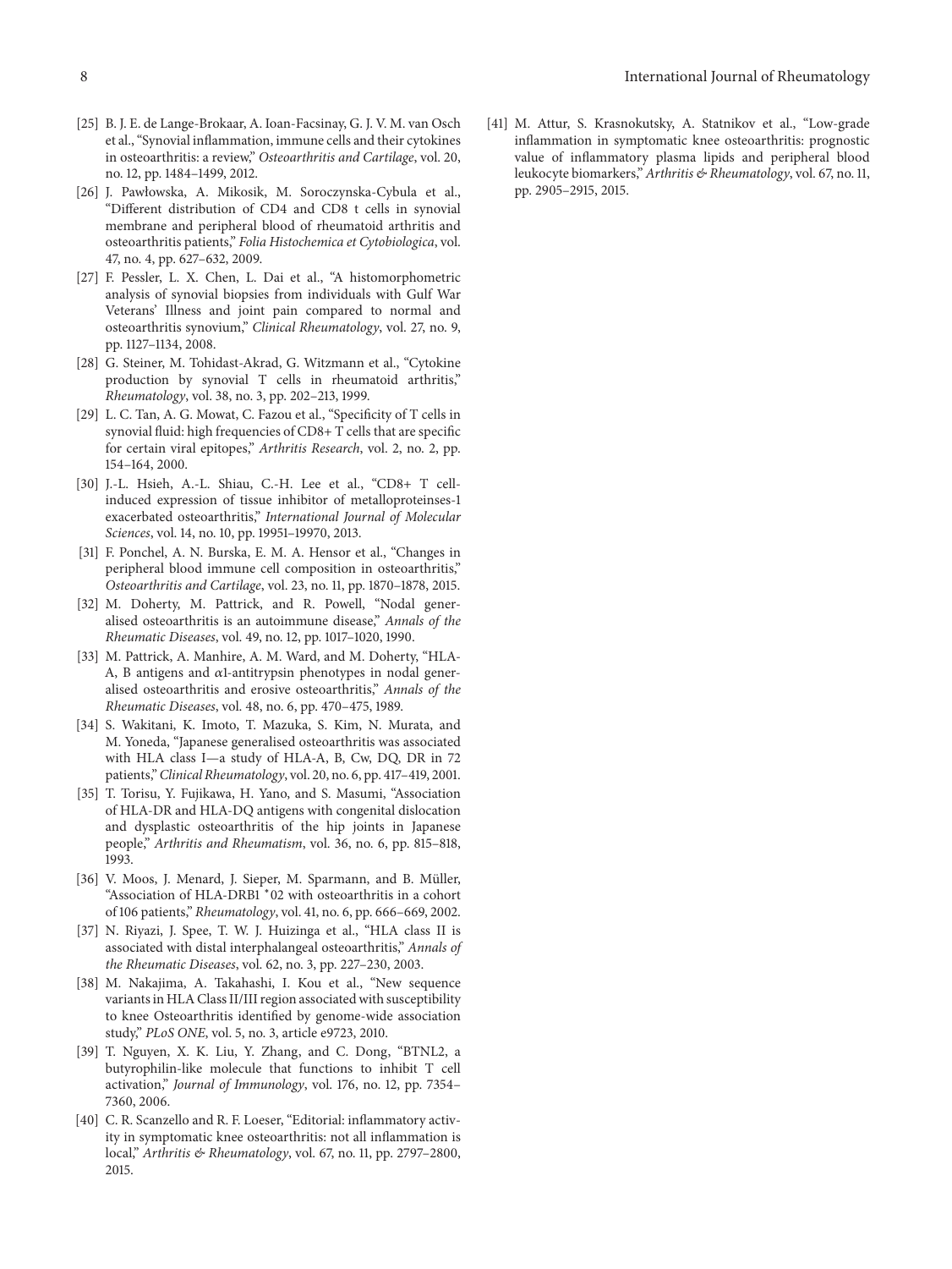[25] B. J. E. de Lange-Brokaar, A. Ioan-Facsinay, G. J. V. M. van Osch et al., "Synovial inflammation, immune cells and their cytokines in osteoarthritis: a review," *Osteoarthritis and Cartilage*, vol. 20, no. 12, pp. 1484–1499, 2012.

[26] J. Pawłowska, A. Mikosik, M. Soroczynska-Cybula et al., "Different distribution of CD4 and CD8 t cells in synovial membrane and peripheral blood of rheumatoid arthritis and osteoarthritis patients," *Folia Histochemica et Cytobiologica*, vol. 47, no. 4, pp. 627–632, 2009.

[27] F. Pessler, L. X. Chen, L. Dai et al., "A histomorphometric analysis of synovial biopsies from individuals with Gulf War Veterans' Illness and joint pain compared to normal and osteoarthritis synovium," *Clinical Rheumatology*, vol. 27, no. 9, pp. 1127–1134, 2008.

[28] G. Steiner, M. Tohidast-Akrad, G. Witzmann et al., "Cytokine production by synovial T cells in rheumatoid arthritis," *Rheumatology*, vol. 38, no. 3, pp. 202–213, 1999.

[29] L. C. Tan, A. G. Mowat, C. Fazou et al., "Specificity of T cells in synovial fluid: high frequencies of CD8+ T cells that are specific for certain viral epitopes," *Arthritis Research*, vol. 2, no. 2, pp. 154–164, 2000.

[30] J.-L. Hsieh, A.-L. Shiau, C.-H. Lee et al., "CD8+ T cell-induced expression of tissue inhibitor of metalloproteinses-1 exacerbated osteoarthritis," *International Journal of Molecular Sciences*, vol. 14, no. 10, pp. 19951–19970, 2013.

[31] F. Ponchel, A. N. Burska, E. M. A. Hensor et al., "Changes in peripheral blood immune cell composition in osteoarthritis," *Osteoarthritis and Cartilage*, vol. 23, no. 11, pp. 1870–1878, 2015.

[32] M. Doherty, M. Pattrick, and R. Powell, "Nodal generalised osteoarthritis is an autoimmune disease," *Annals of the Rheumatic Diseases*, vol. 49, no. 12, pp. 1017–1020, 1990.

[33] M. Pattrick, A. Manhire, A. M. Ward, and M. Doherty, "HLA-A, B antigens and $\alpha$1-antitrypsin phenotypes in nodal generalised osteoarthritis and erosive osteoarthritis," *Annals of the Rheumatic Diseases*, vol. 48, no. 6, pp. 470–475, 1989.

[34] S. Wakitani, K. Imoto, T. Mazuka, S. Kim, N. Murata, and M. Yoneda, "Japanese generalised osteoarthritis was associated with HLA class I—a study of HLA-A, B, Cw, DQ, DR in 72 patients," *Clinical Rheumatology*, vol. 20, no. 6, pp. 417–419, 2001.

[35] T. Torisu, Y. Fujikawa, H. Yano, and S. Masumi, "Association of HLA-DR and HLA-DQ antigens with congenital dislocation and dysplastic osteoarthritis of the hip joints in Japanese people," *Arthritis and Rheumatism*, vol. 36, no. 6, pp. 815–818, 1993.

[36] V. Moos, J. Menard, J. Sieper, M. Sparmann, and B. Müller, "Association of HLA-DRB1 *02 with osteoarthritis in a cohort of 106 patients," *Rheumatology*, vol. 41, no. 6, pp. 666–669, 2002.

[37] N. Riyazi, J. Spee, T. W. J. Huizinga et al., "HLA class II is associated with distal interphalangeal osteoarthritis," *Annals of the Rheumatic Diseases*, vol. 62, no. 3, pp. 227–230, 2003.

[38] M. Nakajima, A. Takahashi, I. Kou et al., "New sequence variants in HLA Class II/III region associated with susceptibility to knee Osteoarthritis identified by genome-wide association study," *PLoS ONE*, vol. 5, no. 3, article e9723, 2010.

[39] T. Nguyen, X. K. Liu, Y. Zhang, and C. Dong, "BTNL2, a butyrophilin-like molecule that functions to inhibit T cell activation," *Journal of Immunology*, vol. 176, no. 12, pp. 7354–7360, 2006.

[40] C. R. Scanzello and R. F. Loeser, "Editorial: inflammatory activity in symptomatic knee osteoarthritis: not all inflammation is local," *Arthritis & Rheumatology*, vol. 67, no. 11, pp. 2797–2800, 2015.

[41] M. Attur, S. Krasnokutsky, A. Statnikov et al., "Low-grade inflammation in symptomatic knee osteoarthritis: prognostic value of inflammatory plasma lipids and peripheral blood leukocyte biomarkers," *Arthritis & Rheumatology*, vol. 67, no. 11, pp. 2905–2915, 2015.